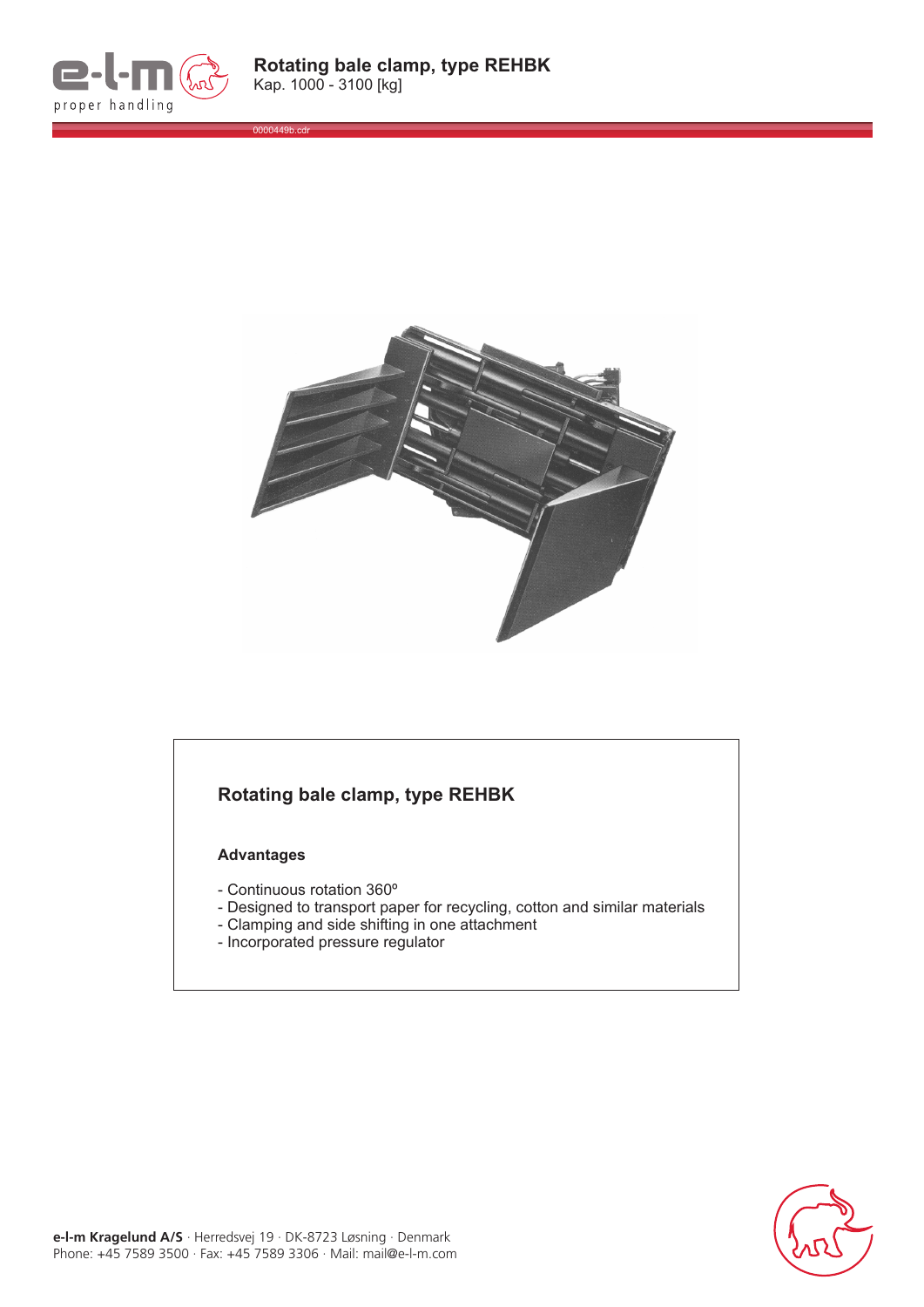# Rotating bale clamp, type REHBK

Kap. 1000 - 3100 [kg]

0000449b.cdr

## Rotating bale clamp, type REHBK

### Advantages

- Continuous rotation 360º
- Designed to transport paper for recycling, cotton and similar materials
- Clamping and side shifting in one attachment
- Incorporated pressure regulator

**e-l-m Kragelund A/S** · Herredsvej 19 · DK-8723 Løsning · Denmark
Phone: +45 7589 3500 · Fax: +45 7589 3306 · Mail: mail@e-l-m.com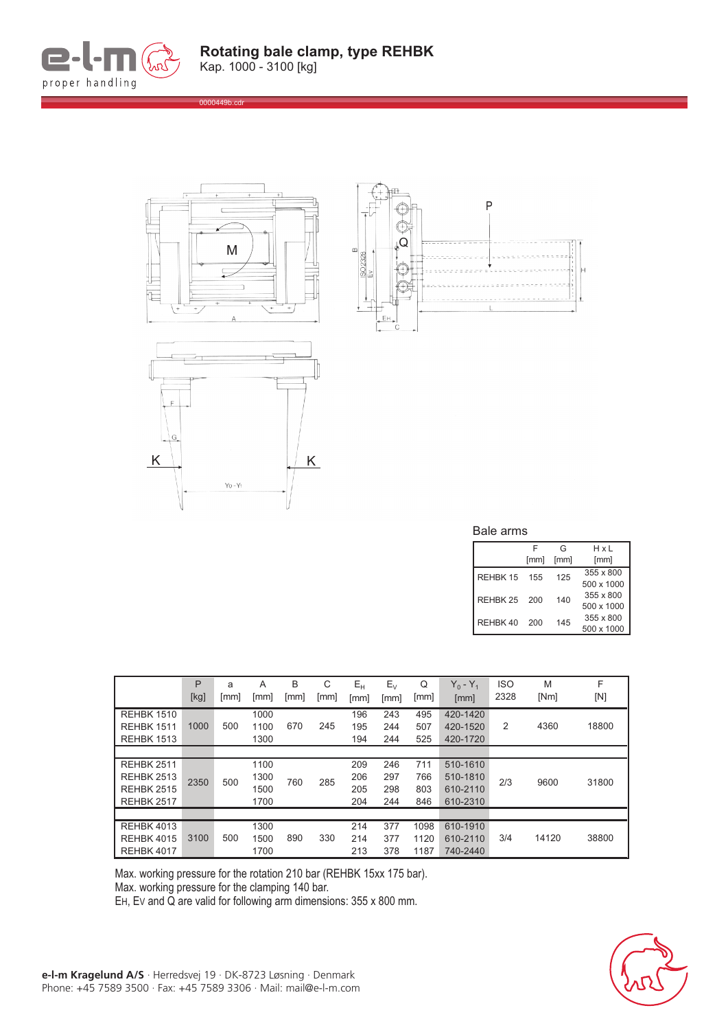# Rotating bale clamp, type REHBK

Kap. 1000 - 3100 [kg]

M

P

Q

B

ISO 2328

$E_V$

$E_H$

C

A

L

H

F

G

K

K

$Y_0 - Y_1$

Bale arms

| | F [mm] | G [mm] | H x L [mm] |
|---|---|---|---|
| REHBK 15 | 155 | 125 | 355 x 800<br>500 x 1000 |
| REHBK 25 | 200 | 140 | 355 x 800<br>500 x 1000 |
| REHBK 40 | 200 | 145 | 355 x 800<br>500 x 1000 |

| | P [kg] | a [mm] | A [mm] | B [mm] | C [mm] | $E_H$ [mm] | $E_V$ [mm] | Q [mm] | $Y_0 - Y_1$ [mm] | ISO 2328 | M [Nm] | F [N] |
|---|---|---|---|---|---|---|---|---|---|---|---|---|
| REHBK 1510 | 1000 | 500 | 1000 | 670 | 245 | 196 | 243 | 495 | 420-1420 | 2 | 4360 | 18800 |
| REHBK 1511 | | | 1100 | | | 195 | 244 | 507 | 420-1520 | | | |
| REHBK 1513 | | | 1300 | | | 194 | 244 | 525 | 420-1720 | | | |
| REHBK 2511 | 2350 | 500 | 1100 | 760 | 285 | 209 | 246 | 711 | 510-1610 | 2/3 | 9600 | 31800 |
| REHBK 2513 | | | 1300 | | | 206 | 297 | 766 | 510-1810 | | | |
| REHBK 2515 | | | 1500 | | | 205 | 298 | 803 | 610-2110 | | | |
| REHBK 2517 | | | 1700 | | | 204 | 244 | 846 | 610-2310 | | | |
| REHBK 4013 | 3100 | 500 | 1300 | 890 | 330 | 214 | 377 | 1098 | 610-1910 | 3/4 | 14120 | 38800 |
| REHBK 4015 | | | 1500 | | | 214 | 377 | 1120 | 610-2110 | | | |
| REHBK 4017 | | | 1700 | | | 213 | 378 | 1187 | 740-2440 | | | |

Max. working pressure for the rotation 210 bar (REHBK 15xx 175 bar).
Max. working pressure for the clamping 140 bar.
$E_H$, $E_V$ and Q are valid for following arm dimensions: 355 x 800 mm.

**e-l-m Kragelund A/S** · Herredsvej 19 · DK-8723 Løsning · Denmark
Phone: +45 7589 3500 · Fax: +45 7589 3306 · Mail: mail@e-l-m.com